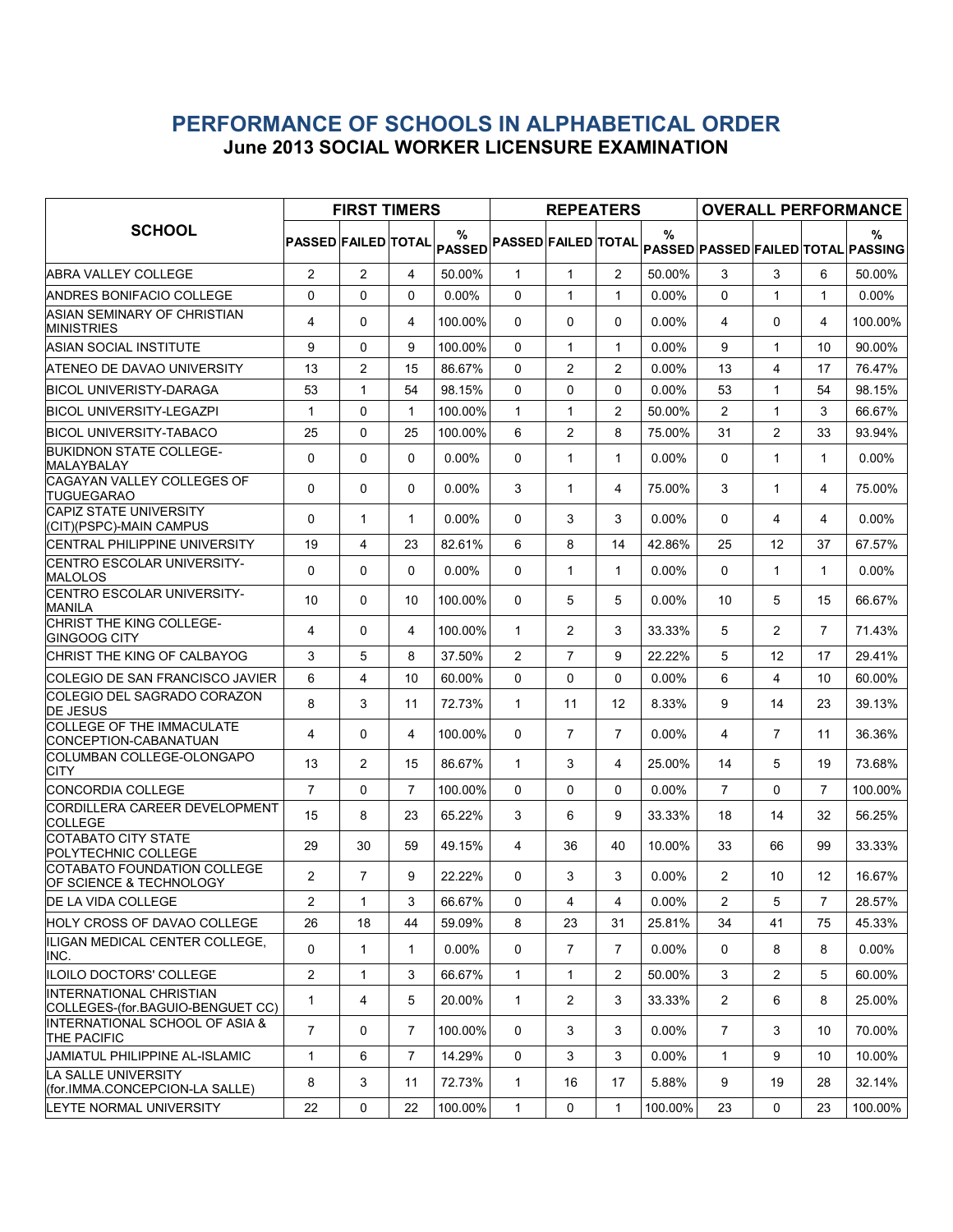# PERFORMANCE OF SCHOOLS IN ALPHABETICAL ORDER

## June 2013 SOCIAL WORKER LICENSURE EXAMINATION

| SCHOOL | FIRST TIMERS | | | | REPEATERS | | | | OVERALL PERFORMANCE | | | |
|---|---|---|---|---|---|---|---|---|---|---|---|---|
| | PASSED | FAILED | TOTAL | % PASSED | PASSED | FAILED | TOTAL | % PASSED | PASSED | FAILED | TOTAL | % PASSING |
| ABRA VALLEY COLLEGE | 2 | 2 | 4 | 50.00% | 1 | 1 | 2 | 50.00% | 3 | 3 | 6 | 50.00% |
| ANDRES BONIFACIO COLLEGE | 0 | 0 | 0 | 0.00% | 0 | 1 | 1 | 0.00% | 0 | 1 | 1 | 0.00% |
| ASIAN SEMINARY OF CHRISTIAN MINISTRIES | 4 | 0 | 4 | 100.00% | 0 | 0 | 0 | 0.00% | 4 | 0 | 4 | 100.00% |
| ASIAN SOCIAL INSTITUTE | 9 | 0 | 9 | 100.00% | 0 | 1 | 1 | 0.00% | 9 | 1 | 10 | 90.00% |
| ATENEO DE DAVAO UNIVERSITY | 13 | 2 | 15 | 86.67% | 0 | 2 | 2 | 0.00% | 13 | 4 | 17 | 76.47% |
| BICOL UNIVERISTY-DARAGA | 53 | 1 | 54 | 98.15% | 0 | 0 | 0 | 0.00% | 53 | 1 | 54 | 98.15% |
| BICOL UNIVERSITY-LEGAZPI | 1 | 0 | 1 | 100.00% | 1 | 1 | 2 | 50.00% | 2 | 1 | 3 | 66.67% |
| BICOL UNIVERSITY-TABACO | 25 | 0 | 25 | 100.00% | 6 | 2 | 8 | 75.00% | 31 | 2 | 33 | 93.94% |
| BUKIDNON STATE COLLEGE-MALAYBALAY | 0 | 0 | 0 | 0.00% | 0 | 1 | 1 | 0.00% | 0 | 1 | 1 | 0.00% |
| CAGAYAN VALLEY COLLEGES OF TUGUEGARAO | 0 | 0 | 0 | 0.00% | 3 | 1 | 4 | 75.00% | 3 | 1 | 4 | 75.00% |
| CAPIZ STATE UNIVERSITY (CIT)(PSPC)-MAIN CAMPUS | 0 | 1 | 1 | 0.00% | 0 | 3 | 3 | 0.00% | 0 | 4 | 4 | 0.00% |
| CENTRAL PHILIPPINE UNIVERSITY | 19 | 4 | 23 | 82.61% | 6 | 8 | 14 | 42.86% | 25 | 12 | 37 | 67.57% |
| CENTRO ESCOLAR UNIVERSITY-MALOLOS | 0 | 0 | 0 | 0.00% | 0 | 1 | 1 | 0.00% | 0 | 1 | 1 | 0.00% |
| CENTRO ESCOLAR UNIVERSITY-MANILA | 10 | 0 | 10 | 100.00% | 0 | 5 | 5 | 0.00% | 10 | 5 | 15 | 66.67% |
| CHRIST THE KING COLLEGE-GINGOOG CITY | 4 | 0 | 4 | 100.00% | 1 | 2 | 3 | 33.33% | 5 | 2 | 7 | 71.43% |
| CHRIST THE KING OF CALBAYOG | 3 | 5 | 8 | 37.50% | 2 | 7 | 9 | 22.22% | 5 | 12 | 17 | 29.41% |
| COLEGIO DE SAN FRANCISCO JAVIER | 6 | 4 | 10 | 60.00% | 0 | 0 | 0 | 0.00% | 6 | 4 | 10 | 60.00% |
| COLEGIO DEL SAGRADO CORAZON DE JESUS | 8 | 3 | 11 | 72.73% | 1 | 11 | 12 | 8.33% | 9 | 14 | 23 | 39.13% |
| COLLEGE OF THE IMMACULATE CONCEPTION-CABANATUAN | 4 | 0 | 4 | 100.00% | 0 | 7 | 7 | 0.00% | 4 | 7 | 11 | 36.36% |
| COLUMBAN COLLEGE-OLONGAPO CITY | 13 | 2 | 15 | 86.67% | 1 | 3 | 4 | 25.00% | 14 | 5 | 19 | 73.68% |
| CONCORDIA COLLEGE | 7 | 0 | 7 | 100.00% | 0 | 0 | 0 | 0.00% | 7 | 0 | 7 | 100.00% |
| CORDILLERA CAREER DEVELOPMENT COLLEGE | 15 | 8 | 23 | 65.22% | 3 | 6 | 9 | 33.33% | 18 | 14 | 32 | 56.25% |
| COTABATO CITY STATE POLYTECHNIC COLLEGE | 29 | 30 | 59 | 49.15% | 4 | 36 | 40 | 10.00% | 33 | 66 | 99 | 33.33% |
| COTABATO FOUNDATION COLLEGE OF SCIENCE & TECHNOLOGY | 2 | 7 | 9 | 22.22% | 0 | 3 | 3 | 0.00% | 2 | 10 | 12 | 16.67% |
| DE LA VIDA COLLEGE | 2 | 1 | 3 | 66.67% | 0 | 4 | 4 | 0.00% | 2 | 5 | 7 | 28.57% |
| HOLY CROSS OF DAVAO COLLEGE | 26 | 18 | 44 | 59.09% | 8 | 23 | 31 | 25.81% | 34 | 41 | 75 | 45.33% |
| ILIGAN MEDICAL CENTER COLLEGE, INC. | 0 | 1 | 1 | 0.00% | 0 | 7 | 7 | 0.00% | 0 | 8 | 8 | 0.00% |
| ILOILO DOCTORS' COLLEGE | 2 | 1 | 3 | 66.67% | 1 | 1 | 2 | 50.00% | 3 | 2 | 5 | 60.00% |
| INTERNATIONAL CHRISTIAN COLLEGES-(for.BAGUIO-BENGUET CC) | 1 | 4 | 5 | 20.00% | 1 | 2 | 3 | 33.33% | 2 | 6 | 8 | 25.00% |
| INTERNATIONAL SCHOOL OF ASIA & THE PACIFIC | 7 | 0 | 7 | 100.00% | 0 | 3 | 3 | 0.00% | 7 | 3 | 10 | 70.00% |
| JAMIATUL PHILIPPINE AL-ISLAMIC | 1 | 6 | 7 | 14.29% | 0 | 3 | 3 | 0.00% | 1 | 9 | 10 | 10.00% |
| LA SALLE UNIVERSITY (for.IMMA.CONCEPCION-LA SALLE) | 8 | 3 | 11 | 72.73% | 1 | 16 | 17 | 5.88% | 9 | 19 | 28 | 32.14% |
| LEYTE NORMAL UNIVERSITY | 22 | 0 | 22 | 100.00% | 1 | 0 | 1 | 100.00% | 23 | 0 | 23 | 100.00% |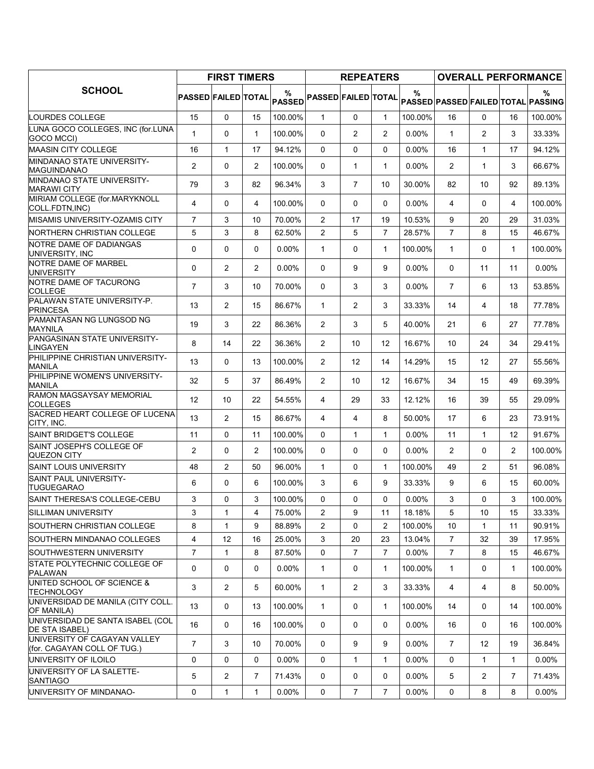| SCHOOL | FIRST TIMERS | | | | REPEATERS | | | | OVERALL PERFORMANCE | | | |
|---|---|---|---|---|---|---|---|---|---|---|---|---|
| | PASSED | FAILED | TOTAL | % PASSED | PASSED | FAILED | TOTAL | % PASSED | PASSED | FAILED | TOTAL | % PASSING |
| LOURDES COLLEGE | 15 | 0 | 15 | 100.00% | 1 | 0 | 1 | 100.00% | 16 | 0 | 16 | 100.00% |
| LUNA GOCO COLLEGES, INC (for.LUNA GOCO MCCI) | 1 | 0 | 1 | 100.00% | 0 | 2 | 2 | 0.00% | 1 | 2 | 3 | 33.33% |
| MAASIN CITY COLLEGE | 16 | 1 | 17 | 94.12% | 0 | 0 | 0 | 0.00% | 16 | 1 | 17 | 94.12% |
| MINDANAO STATE UNIVERSITY-MAGUINDANAO | 2 | 0 | 2 | 100.00% | 0 | 1 | 1 | 0.00% | 2 | 1 | 3 | 66.67% |
| MINDANAO STATE UNIVERSITY-MARAWI CITY | 79 | 3 | 82 | 96.34% | 3 | 7 | 10 | 30.00% | 82 | 10 | 92 | 89.13% |
| MIRIAM COLLEGE (for.MARYKNOLL COLL.FDTN,INC) | 4 | 0 | 4 | 100.00% | 0 | 0 | 0 | 0.00% | 4 | 0 | 4 | 100.00% |
| MISAMIS UNIVERSITY-OZAMIS CITY | 7 | 3 | 10 | 70.00% | 2 | 17 | 19 | 10.53% | 9 | 20 | 29 | 31.03% |
| NORTHERN CHRISTIAN COLLEGE | 5 | 3 | 8 | 62.50% | 2 | 5 | 7 | 28.57% | 7 | 8 | 15 | 46.67% |
| NOTRE DAME OF DADIANGAS UNIVERSITY, INC | 0 | 0 | 0 | 0.00% | 1 | 0 | 1 | 100.00% | 1 | 0 | 1 | 100.00% |
| NOTRE DAME OF MARBEL UNIVERSITY | 0 | 2 | 2 | 0.00% | 0 | 9 | 9 | 0.00% | 0 | 11 | 11 | 0.00% |
| NOTRE DAME OF TACURONG COLLEGE | 7 | 3 | 10 | 70.00% | 0 | 3 | 3 | 0.00% | 7 | 6 | 13 | 53.85% |
| PALAWAN STATE UNIVERSITY-P. PRINCESA | 13 | 2 | 15 | 86.67% | 1 | 2 | 3 | 33.33% | 14 | 4 | 18 | 77.78% |
| PAMANTASAN NG LUNGSOD NG MAYNILA | 19 | 3 | 22 | 86.36% | 2 | 3 | 5 | 40.00% | 21 | 6 | 27 | 77.78% |
| PANGASINAN STATE UNIVERSITY-LINGAYEN | 8 | 14 | 22 | 36.36% | 2 | 10 | 12 | 16.67% | 10 | 24 | 34 | 29.41% |
| PHILIPPINE CHRISTIAN UNIVERSITY-MANILA | 13 | 0 | 13 | 100.00% | 2 | 12 | 14 | 14.29% | 15 | 12 | 27 | 55.56% |
| PHILIPPINE WOMEN'S UNIVERSITY-MANILA | 32 | 5 | 37 | 86.49% | 2 | 10 | 12 | 16.67% | 34 | 15 | 49 | 69.39% |
| RAMON MAGSAYSAY MEMORIAL COLLEGES | 12 | 10 | 22 | 54.55% | 4 | 29 | 33 | 12.12% | 16 | 39 | 55 | 29.09% |
| SACRED HEART COLLEGE OF LUCENA CITY, INC. | 13 | 2 | 15 | 86.67% | 4 | 4 | 8 | 50.00% | 17 | 6 | 23 | 73.91% |
| SAINT BRIDGET'S COLLEGE | 11 | 0 | 11 | 100.00% | 0 | 1 | 1 | 0.00% | 11 | 1 | 12 | 91.67% |
| SAINT JOSEPH'S COLLEGE OF QUEZON CITY | 2 | 0 | 2 | 100.00% | 0 | 0 | 0 | 0.00% | 2 | 0 | 2 | 100.00% |
| SAINT LOUIS UNIVERSITY | 48 | 2 | 50 | 96.00% | 1 | 0 | 1 | 100.00% | 49 | 2 | 51 | 96.08% |
| SAINT PAUL UNIVERSITY-TUGUEGARAO | 6 | 0 | 6 | 100.00% | 3 | 6 | 9 | 33.33% | 9 | 6 | 15 | 60.00% |
| SAINT THERESA'S COLLEGE-CEBU | 3 | 0 | 3 | 100.00% | 0 | 0 | 0 | 0.00% | 3 | 0 | 3 | 100.00% |
| SILLIMAN UNIVERSITY | 3 | 1 | 4 | 75.00% | 2 | 9 | 11 | 18.18% | 5 | 10 | 15 | 33.33% |
| SOUTHERN CHRISTIAN COLLEGE | 8 | 1 | 9 | 88.89% | 2 | 0 | 2 | 100.00% | 10 | 1 | 11 | 90.91% |
| SOUTHERN MINDANAO COLLEGES | 4 | 12 | 16 | 25.00% | 3 | 20 | 23 | 13.04% | 7 | 32 | 39 | 17.95% |
| SOUTHWESTERN UNIVERSITY | 7 | 1 | 8 | 87.50% | 0 | 7 | 7 | 0.00% | 7 | 8 | 15 | 46.67% |
| STATE POLYTECHNIC COLLEGE OF PALAWAN | 0 | 0 | 0 | 0.00% | 1 | 0 | 1 | 100.00% | 1 | 0 | 1 | 100.00% |
| UNITED SCHOOL OF SCIENCE & TECHNOLOGY | 3 | 2 | 5 | 60.00% | 1 | 2 | 3 | 33.33% | 4 | 4 | 8 | 50.00% |
| UNIVERSIDAD DE MANILA (CITY COLL. OF MANILA) | 13 | 0 | 13 | 100.00% | 1 | 0 | 1 | 100.00% | 14 | 0 | 14 | 100.00% |
| UNIVERSIDAD DE SANTA ISABEL (COL DE STA ISABEL) | 16 | 0 | 16 | 100.00% | 0 | 0 | 0 | 0.00% | 16 | 0 | 16 | 100.00% |
| UNIVERSITY OF CAGAYAN VALLEY (for. CAGAYAN COLL OF TUG.) | 7 | 3 | 10 | 70.00% | 0 | 9 | 9 | 0.00% | 7 | 12 | 19 | 36.84% |
| UNIVERSITY OF ILOILO | 0 | 0 | 0 | 0.00% | 0 | 1 | 1 | 0.00% | 0 | 1 | 1 | 0.00% |
| UNIVERSITY OF LA SALETTE-SANTIAGO | 5 | 2 | 7 | 71.43% | 0 | 0 | 0 | 0.00% | 5 | 2 | 7 | 71.43% |
| UNIVERSITY OF MINDANAO- | 0 | 1 | 1 | 0.00% | 0 | 7 | 7 | 0.00% | 0 | 8 | 8 | 0.00% |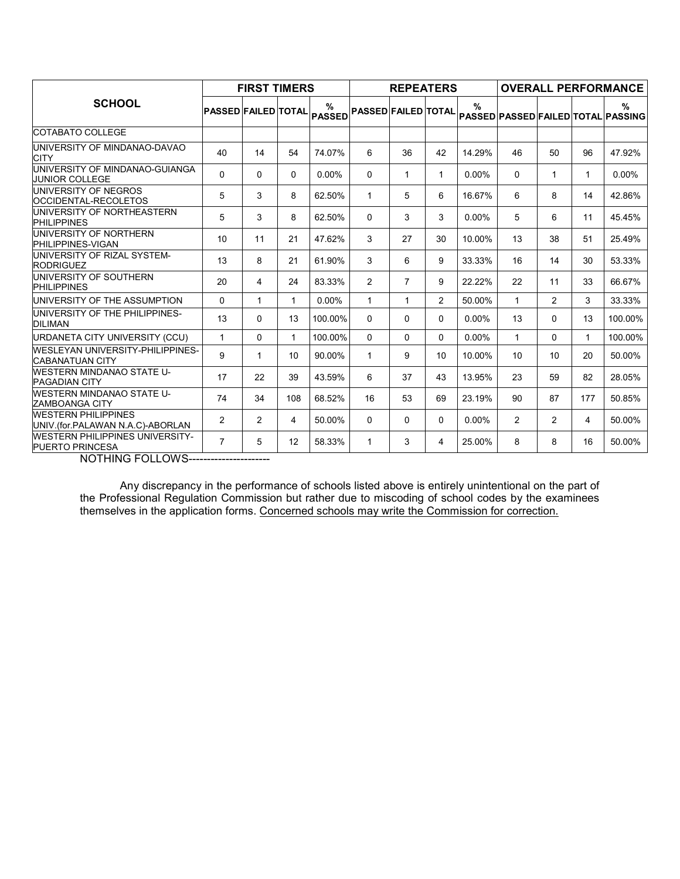| SCHOOL | FIRST TIMERS | | | | REPEATERS | | | | OVERALL PERFORMANCE | | | |
|---|---|---|---|---|---|---|---|---|---|---|---|---|
| | PASSED | FAILED | TOTAL | % PASSED | PASSED | FAILED | TOTAL | % PASSED | PASSED | FAILED | TOTAL | % PASSING |
| COTABATO COLLEGE | | | | | | | | | | | | |
| UNIVERSITY OF MINDANAO-DAVAO CITY | 40 | 14 | 54 | 74.07% | 6 | 36 | 42 | 14.29% | 46 | 50 | 96 | 47.92% |
| UNIVERSITY OF MINDANAO-GUIANGA JUNIOR COLLEGE | 0 | 0 | 0 | 0.00% | 0 | 1 | 1 | 0.00% | 0 | 1 | 1 | 0.00% |
| UNIVERSITY OF NEGROS OCCIDENTAL-RECOLETOS | 5 | 3 | 8 | 62.50% | 1 | 5 | 6 | 16.67% | 6 | 8 | 14 | 42.86% |
| UNIVERSITY OF NORTHEASTERN PHILIPPINES | 5 | 3 | 8 | 62.50% | 0 | 3 | 3 | 0.00% | 5 | 6 | 11 | 45.45% |
| UNIVERSITY OF NORTHERN PHILIPPINES-VIGAN | 10 | 11 | 21 | 47.62% | 3 | 27 | 30 | 10.00% | 13 | 38 | 51 | 25.49% |
| UNIVERSITY OF RIZAL SYSTEM-RODRIGUEZ | 13 | 8 | 21 | 61.90% | 3 | 6 | 9 | 33.33% | 16 | 14 | 30 | 53.33% |
| UNIVERSITY OF SOUTHERN PHILIPPINES | 20 | 4 | 24 | 83.33% | 2 | 7 | 9 | 22.22% | 22 | 11 | 33 | 66.67% |
| UNIVERSITY OF THE ASSUMPTION | 0 | 1 | 1 | 0.00% | 1 | 1 | 2 | 50.00% | 1 | 2 | 3 | 33.33% |
| UNIVERSITY OF THE PHILIPPINES-DILIMAN | 13 | 0 | 13 | 100.00% | 0 | 0 | 0 | 0.00% | 13 | 0 | 13 | 100.00% |
| URDANETA CITY UNIVERSITY (CCU) | 1 | 0 | 1 | 100.00% | 0 | 0 | 0 | 0.00% | 1 | 0 | 1 | 100.00% |
| WESLEYAN UNIVERSITY-PHILIPPINES-CABANATUAN CITY | 9 | 1 | 10 | 90.00% | 1 | 9 | 10 | 10.00% | 10 | 10 | 20 | 50.00% |
| WESTERN MINDANAO STATE U-PAGADIAN CITY | 17 | 22 | 39 | 43.59% | 6 | 37 | 43 | 13.95% | 23 | 59 | 82 | 28.05% |
| WESTERN MINDANAO STATE U-ZAMBOANGA CITY | 74 | 34 | 108 | 68.52% | 16 | 53 | 69 | 23.19% | 90 | 87 | 177 | 50.85% |
| WESTERN PHILIPPINES UNIV.(for.PALAWAN N.A.C)-ABORLAN | 2 | 2 | 4 | 50.00% | 0 | 0 | 0 | 0.00% | 2 | 2 | 4 | 50.00% |
| WESTERN PHILIPPINES UNIVERSITY-PUERTO PRINCESA | 7 | 5 | 12 | 58.33% | 1 | 3 | 4 | 25.00% | 8 | 8 | 16 | 50.00% |

NOTHING FOLLOWS----------------------

Any discrepancy in the performance of schools listed above is entirely unintentional on the part of the Professional Regulation Commission but rather due to miscoding of school codes by the examinees themselves in the application forms. Concerned schools may write the Commission for correction.